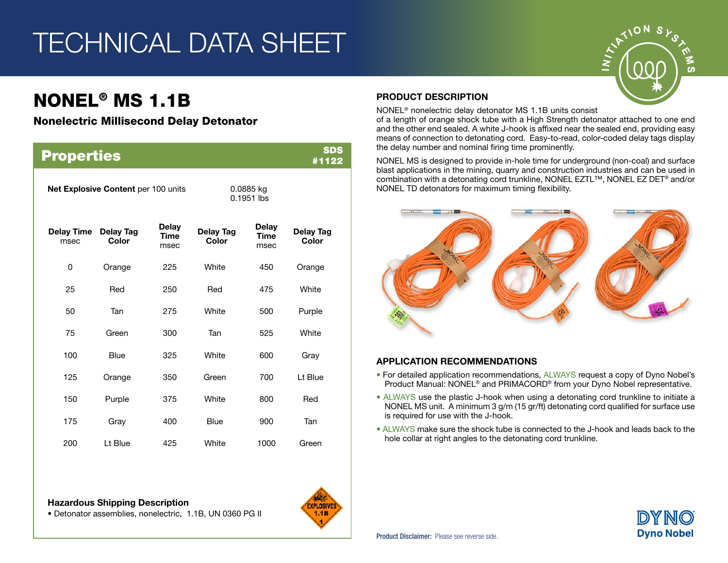# TECHNICAL DATA SHEET

## NONEL® MS 1.1B

### Nonelectric Millisecond Delay Detonator

## Properties

SDS #1122

**Net Explosive Content** per 100 units: 0.0885 kg / 0.1951 lbs

| Delay Time msec | Delay Tag Color | Delay Time msec | Delay Tag Color | Delay Time msec | Delay Tag Color |
|---|---|---|---|---|---|
| 0 | Orange | 225 | White | 450 | Orange |
| 25 | Red | 250 | Red | 475 | White |
| 50 | Tan | 275 | White | 500 | Purple |
| 75 | Green | 300 | Tan | 525 | White |
| 100 | Blue | 325 | White | 600 | Gray |
| 125 | Orange | 350 | Green | 700 | Lt Blue |
| 150 | Purple | 375 | White | 800 | Red |
| 175 | Gray | 400 | Blue | 900 | Tan |
| 200 | Lt Blue | 425 | White | 1000 | Green |

**Hazardous Shipping Description**

- Detonator assemblies, nonelectric, 1.1B, UN 0360 PG II

## PRODUCT DESCRIPTION

NONEL® nonelectric delay detonator MS 1.1B units consist of a length of orange shock tube with a High Strength detonator attached to one end and the other end sealed. A white J-hook is affixed near the sealed end, providing easy means of connection to detonating cord. Easy-to-read, color-coded delay tags display the delay number and nominal firing time prominently.

NONEL MS is designed to provide in-hole time for underground (non-coal) and surface blast applications in the mining, quarry and construction industries and can be used in combination with a detonating cord trunkline, NONEL EZTL™, NONEL EZ DET® and/or NONEL TD detonators for maximum timing flexibility.

## APPLICATION RECOMMENDATIONS

- For detailed application recommendations, ALWAYS request a copy of Dyno Nobel's Product Manual: NONEL® and PRIMACORD® from your Dyno Nobel representative.
- ALWAYS use the plastic J-hook when using a detonating cord trunkline to initiate a NONEL MS unit. A minimum 3 g/m (15 gr/ft) detonating cord qualified for surface use is required for use with the J-hook.
- ALWAYS make sure the shock tube is connected to the J-hook and leads back to the hole collar at right angles to the detonating cord trunkline.

**Product Disclaimer:** Please see reverse side.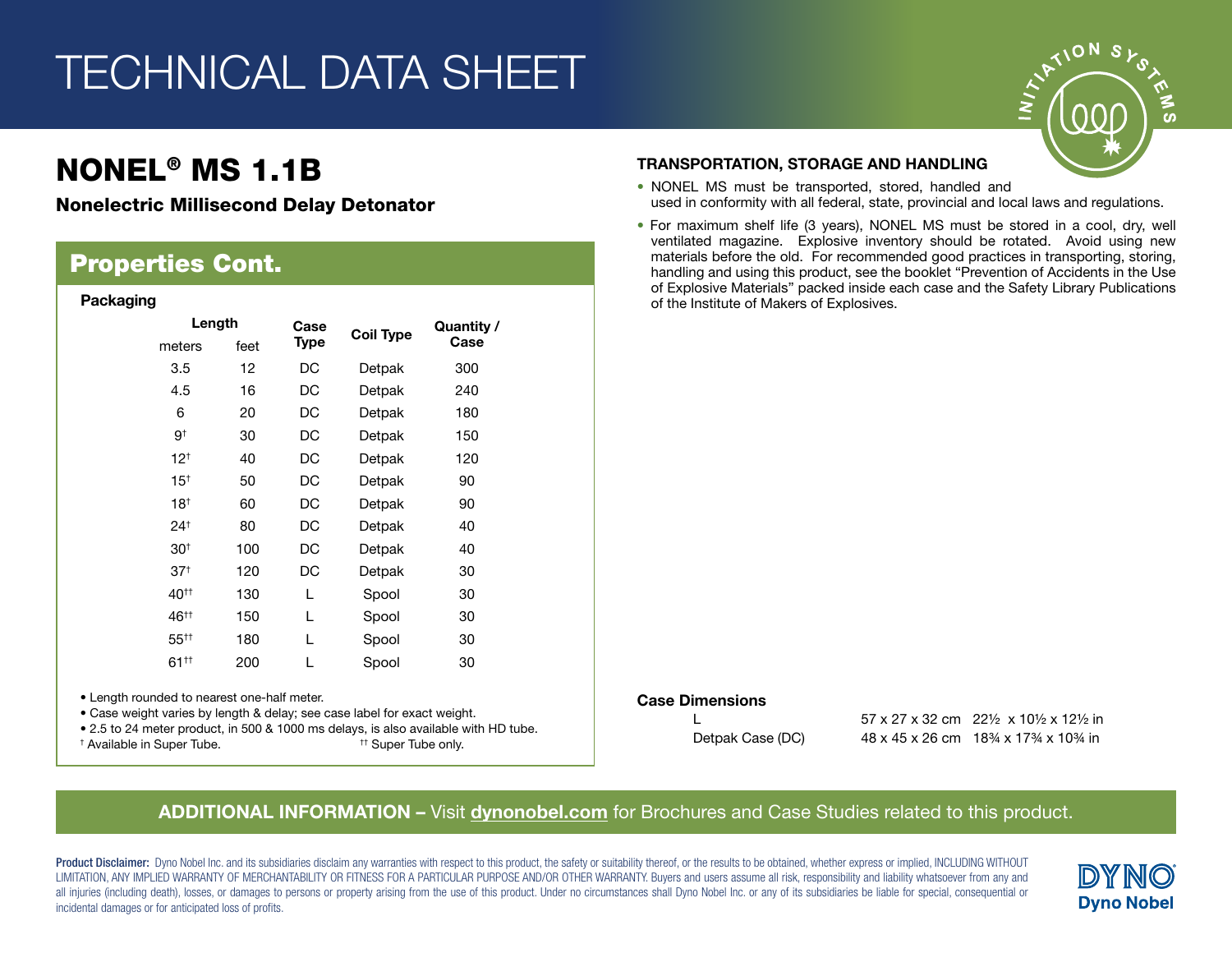# TECHNICAL DATA SHEET

## NONEL® MS 1.1B

**Nonelectric Millisecond Delay Detonator**

## Properties Cont.

**Packaging**

| Length | | Case Type | Coil Type | Quantity / Case |
|---|---|---|---|---|
| meters | feet | | | |
| 3.5 | 12 | DC | Detpak | 300 |
| 4.5 | 16 | DC | Detpak | 240 |
| 6 | 20 | DC | Detpak | 180 |
| 9† | 30 | DC | Detpak | 150 |
| 12† | 40 | DC | Detpak | 120 |
| 15† | 50 | DC | Detpak | 90 |
| 18† | 60 | DC | Detpak | 90 |
| 24† | 80 | DC | Detpak | 40 |
| 30† | 100 | DC | Detpak | 40 |
| 37† | 120 | DC | Detpak | 30 |
| 40†† | 130 | L | Spool | 30 |
| 46†† | 150 | L | Spool | 30 |
| 55†† | 180 | L | Spool | 30 |
| 61†† | 200 | L | Spool | 30 |

- Length rounded to nearest one-half meter.
- Case weight varies by length & delay; see case label for exact weight.
- 2.5 to 24 meter product, in 500 & 1000 ms delays, is also available with HD tube.

† Available in Super Tube. †† Super Tube only.

### TRANSPORTATION, STORAGE AND HANDLING

- NONEL MS must be transported, stored, handled and used in conformity with all federal, state, provincial and local laws and regulations.
- For maximum shelf life (3 years), NONEL MS must be stored in a cool, dry, well ventilated magazine. Explosive inventory should be rotated. Avoid using new materials before the old. For recommended good practices in transporting, storing, handling and using this product, see the booklet "Prevention of Accidents in the Use of Explosive Materials" packed inside each case and the Safety Library Publications of the Institute of Makers of Explosives.

**Case Dimensions**

| | | |
|---|---|---|
| L | 57 x 27 x 32 cm | 22½ x 10½ x 12½ in |
| Detpak Case (DC) | 48 x 45 x 26 cm | 18¾ x 17¾ x 10¾ in |

**ADDITIONAL INFORMATION –** Visit **dynonobel.com** for Brochures and Case Studies related to this product.

**Product Disclaimer:** Dyno Nobel Inc. and its subsidiaries disclaim any warranties with respect to this product, the safety or suitability thereof, or the results to be obtained, whether express or implied, INCLUDING WITHOUT LIMITATION, ANY IMPLIED WARRANTY OF MERCHANTABILITY OR FITNESS FOR A PARTICULAR PURPOSE AND/OR OTHER WARRANTY. Buyers and users assume all risk, responsibility and liability whatsoever from any and all injuries (including death), losses, or damages to persons or property arising from the use of this product. Under no circumstances shall Dyno Nobel Inc. or any of its subsidiaries be liable for special, consequential or incidental damages or for anticipated loss of profits.

DYNO Dyno Nobel